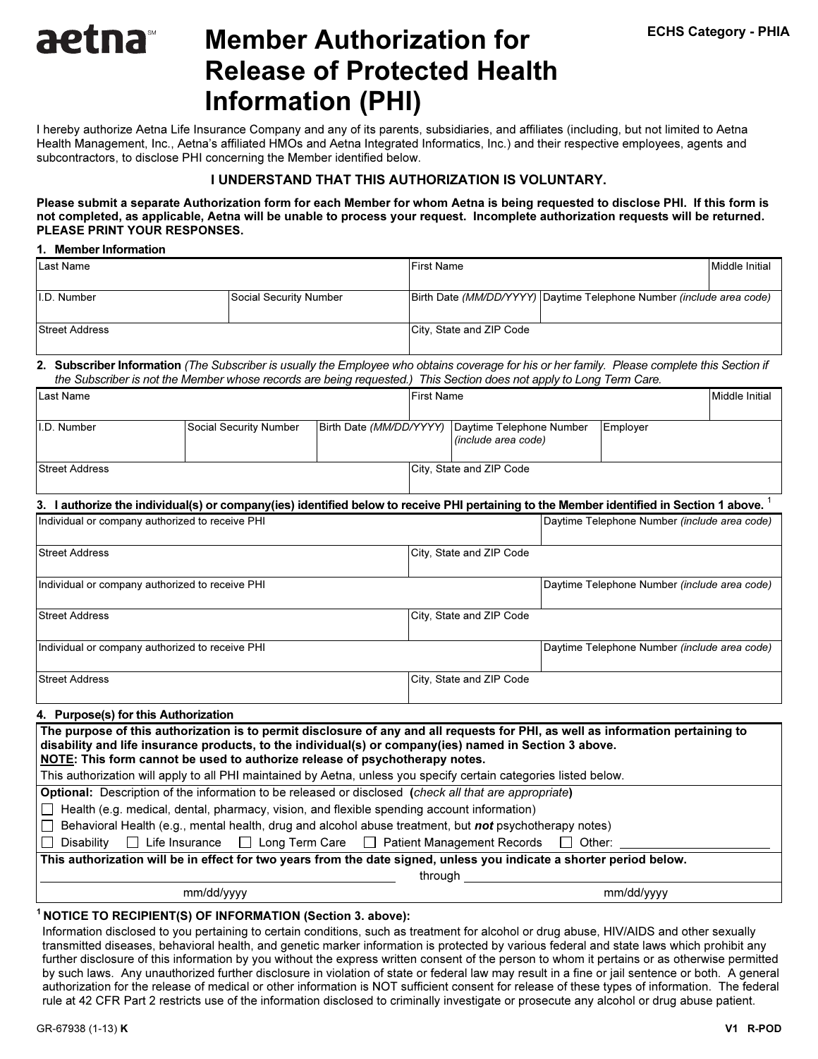aetna[SM]

ECHS Category - PHIA

# Member Authorization for Release of Protected Health Information (PHI)

I hereby authorize Aetna Life Insurance Company and any of its parents, subsidiaries, and affiliates (including, but not limited to Aetna Health Management, Inc., Aetna's affiliated HMOs and Aetna Integrated Informatics, Inc.) and their respective employees, agents and subcontractors, to disclose PHI concerning the Member identified below.

**I UNDERSTAND THAT THIS AUTHORIZATION IS VOLUNTARY.**

**Please submit a separate Authorization form for each Member for whom Aetna is being requested to disclose PHI. If this form is not completed, as applicable, Aetna will be unable to process your request. Incomplete authorization requests will be returned. PLEASE PRINT YOUR RESPONSES.**

**1. Member Information**

| Last Name | | First Name | | Middle Initial |
|---|---|---|---|---|
| I.D. Number | Social Security Number | Birth Date *(MM/DD/YYYY)* | Daytime Telephone Number *(include area code)* | |
| Street Address | | City, State and ZIP Code | | |

**2. Subscriber Information** *(The Subscriber is usually the Employee who obtains coverage for his or her family. Please complete this Section if the Subscriber is not the Member whose records are being requested.) This Section does not apply to Long Term Care.*

| Last Name | | | First Name | | Middle Initial |
|---|---|---|---|---|---|
| I.D. Number | Social Security Number | Birth Date *(MM/DD/YYYY)* | Daytime Telephone Number *(include area code)* | Employer | |
| Street Address | | | City, State and ZIP Code | | |

**3. I authorize the individual(s) or company(ies) identified below to receive PHI pertaining to the Member identified in Section 1 above.** [1]

| Individual or company authorized to receive PHI | | Daytime Telephone Number *(include area code)* |
|---|---|---|
| Street Address | City, State and ZIP Code | |
| Individual or company authorized to receive PHI | | Daytime Telephone Number *(include area code)* |
| Street Address | City, State and ZIP Code | |
| Individual or company authorized to receive PHI | | Daytime Telephone Number *(include area code)* |
| Street Address | City, State and ZIP Code | |

**4. Purpose(s) for this Authorization**

**The purpose of this authorization is to permit disclosure of any and all requests for PHI, as well as information pertaining to disability and life insurance products, to the individual(s) or company(ies) named in Section 3 above.**
**NOTE: This form cannot be used to authorize release of psychotherapy notes.**

This authorization will apply to all PHI maintained by Aetna, unless you specify certain categories listed below.

**Optional:** Description of the information to be released or disclosed **(***check all that are appropriate***)**

- ☐ Health (e.g. medical, dental, pharmacy, vision, and flexible spending account information)
- ☐ Behavioral Health (e.g., mental health, drug and alcohol abuse treatment, but ***not*** psychotherapy notes)
- ☐ Disability ☐ Life Insurance ☐ Long Term Care ☐ Patient Management Records ☐ Other: ____________________

**This authorization will be in effect for two years from the date signed, unless you indicate a shorter period below.**

________________________ through ________________________
mm/dd/yyyy mm/dd/yyyy

[1] **NOTICE TO RECIPIENT(S) OF INFORMATION (Section 3. above):**

Information disclosed to you pertaining to certain conditions, such as treatment for alcohol or drug abuse, HIV/AIDS and other sexually transmitted diseases, behavioral health, and genetic marker information is protected by various federal and state laws which prohibit any further disclosure of this information by you without the express written consent of the person to whom it pertains or as otherwise permitted by such laws. Any unauthorized further disclosure in violation of state or federal law may result in a fine or jail sentence or both. A general authorization for the release of medical or other information is NOT sufficient consent for release of these types of information. The federal rule at 42 CFR Part 2 restricts use of the information disclosed to criminally investigate or prosecute any alcohol or drug abuse patient.

GR-67938 (1-13) **K** **V1 R-POD**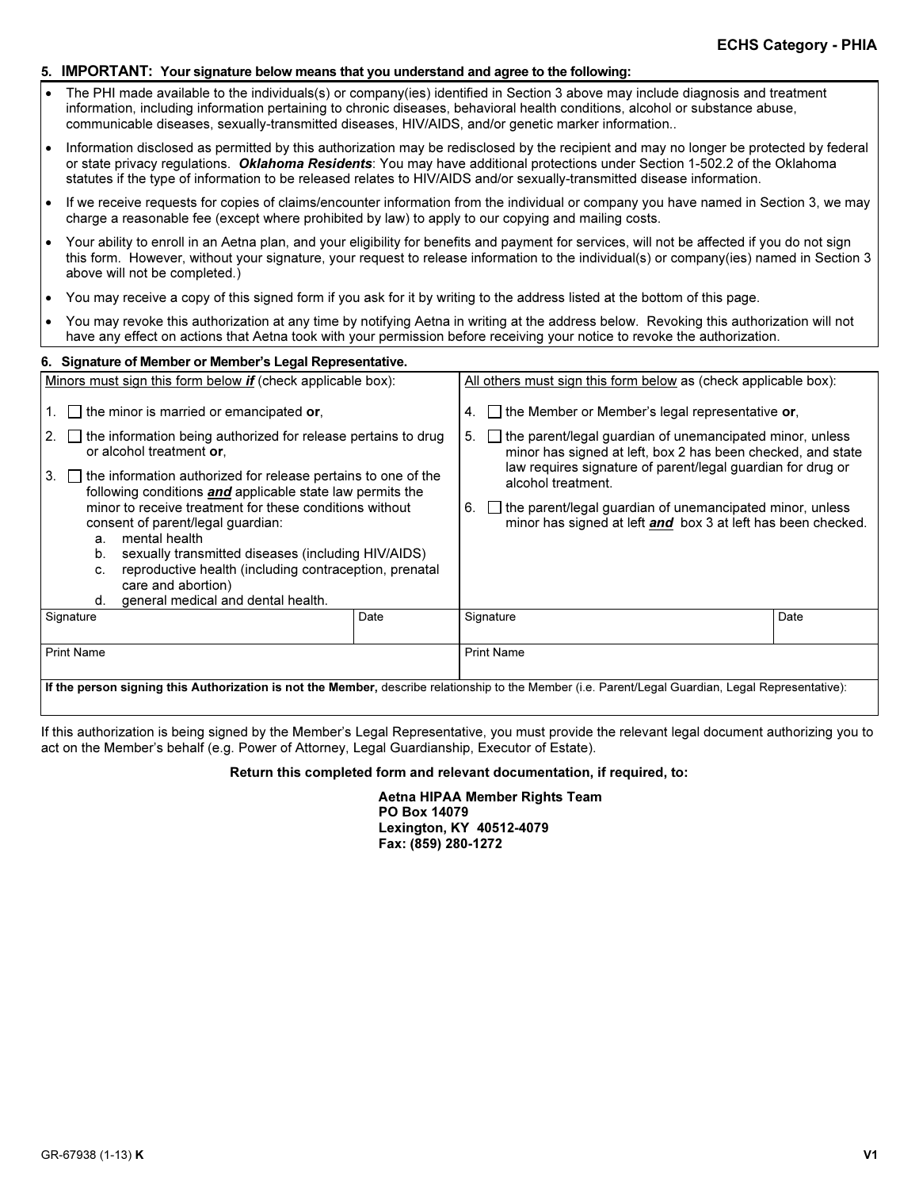**ECHS Category - PHIA**

## 5. IMPORTANT: Your signature below means that you understand and agree to the following:

- The PHI made available to the individuals(s) or company(ies) identified in Section 3 above may include diagnosis and treatment information, including information pertaining to chronic diseases, behavioral health conditions, alcohol or substance abuse, communicable diseases, sexually-transmitted diseases, HIV/AIDS, and/or genetic marker information..
- Information disclosed as permitted by this authorization may be redisclosed by the recipient and may no longer be protected by federal or state privacy regulations. ***Oklahoma Residents***: You may have additional protections under Section 1-502.2 of the Oklahoma statutes if the type of information to be released relates to HIV/AIDS and/or sexually-transmitted disease information.
- If we receive requests for copies of claims/encounter information from the individual or company you have named in Section 3, we may charge a reasonable fee (except where prohibited by law) to apply to our copying and mailing costs.
- Your ability to enroll in an Aetna plan, and your eligibility for benefits and payment for services, will not be affected if you do not sign this form. However, without your signature, your request to release information to the individual(s) or company(ies) named in Section 3 above will not be completed.)
- You may receive a copy of this signed form if you ask for it by writing to the address listed at the bottom of this page.
- You may revoke this authorization at any time by notifying Aetna in writing at the address below. Revoking this authorization will not have any effect on actions that Aetna took with your permission before receiving your notice to revoke the authorization.

## 6. Signature of Member or Member's Legal Representative.

| | | | |
|---|---|---|---|
| Minors must sign this form below ***if*** (check applicable box):<br><br>1. ☐ the minor is married or emancipated **or**,<br>2. ☐ the information being authorized for release pertains to drug or alcohol treatment **or**,<br>3. ☐ the information authorized for release pertains to one of the following conditions ***and*** applicable state law permits the minor to receive treatment for these conditions without consent of parent/legal guardian:<br>a. mental health<br>b. sexually transmitted diseases (including HIV/AIDS)<br>c. reproductive health (including contraception, prenatal care and abortion)<br>d. general medical and dental health. | | All others must sign this form below as (check applicable box):<br><br>4. ☐ the Member or Member's legal representative **or**,<br>5. ☐ the parent/legal guardian of unemancipated minor, unless minor has signed at left, box 2 has been checked, and state law requires signature of parent/legal guardian for drug or alcohol treatment.<br>6. ☐ the parent/legal guardian of unemancipated minor, unless minor has signed at left ***and*** box 3 at left has been checked. | |
| Signature | Date | Signature | Date |
| Print Name | | Print Name | |
| **If the person signing this Authorization is not the Member,** describe relationship to the Member (i.e. Parent/Legal Guardian, Legal Representative): | | | |

If this authorization is being signed by the Member's Legal Representative, you must provide the relevant legal document authorizing you to act on the Member's behalf (e.g. Power of Attorney, Legal Guardianship, Executor of Estate).

**Return this completed form and relevant documentation, if required, to:**

**Aetna HIPAA Member Rights Team**
**PO Box 14079**
**Lexington, KY 40512-4079**
**Fax: (859) 280-1272**

GR-67938 (1-13) **K** **V1**